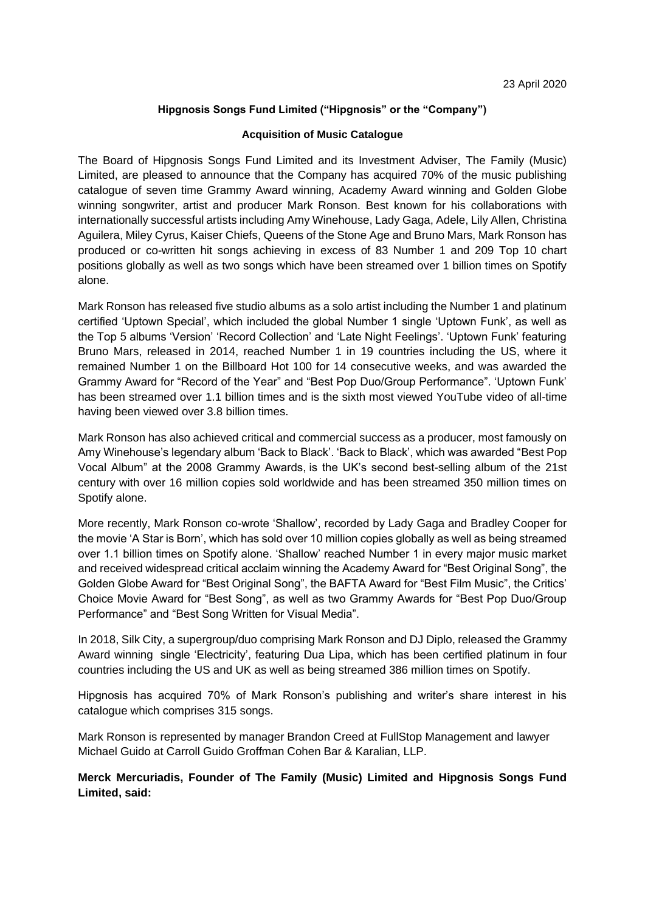23 April 2020

**Hipgnosis Songs Fund Limited ("Hipgnosis" or the "Company")**

**Acquisition of Music Catalogue**

The Board of Hipgnosis Songs Fund Limited and its Investment Adviser, The Family (Music) Limited, are pleased to announce that the Company has acquired 70% of the music publishing catalogue of seven time Grammy Award winning, Academy Award winning and Golden Globe winning songwriter, artist and producer Mark Ronson. Best known for his collaborations with internationally successful artists including Amy Winehouse, Lady Gaga, Adele, Lily Allen, Christina Aguilera, Miley Cyrus, Kaiser Chiefs, Queens of the Stone Age and Bruno Mars, Mark Ronson has produced or co-written hit songs achieving in excess of 83 Number 1 and 209 Top 10 chart positions globally as well as two songs which have been streamed over 1 billion times on Spotify alone.

Mark Ronson has released five studio albums as a solo artist including the Number 1 and platinum certified 'Uptown Special', which included the global Number 1 single 'Uptown Funk', as well as the Top 5 albums 'Version' 'Record Collection' and 'Late Night Feelings'. 'Uptown Funk' featuring Bruno Mars, released in 2014, reached Number 1 in 19 countries including the US, where it remained Number 1 on the Billboard Hot 100 for 14 consecutive weeks, and was awarded the Grammy Award for "Record of the Year" and "Best Pop Duo/Group Performance". 'Uptown Funk' has been streamed over 1.1 billion times and is the sixth most viewed YouTube video of all-time having been viewed over 3.8 billion times.

Mark Ronson has also achieved critical and commercial success as a producer, most famously on Amy Winehouse's legendary album 'Back to Black'. 'Back to Black', which was awarded "Best Pop Vocal Album" at the 2008 Grammy Awards, is the UK's second best-selling album of the 21st century with over 16 million copies sold worldwide and has been streamed 350 million times on Spotify alone.

More recently, Mark Ronson co-wrote 'Shallow', recorded by Lady Gaga and Bradley Cooper for the movie 'A Star is Born', which has sold over 10 million copies globally as well as being streamed over 1.1 billion times on Spotify alone. 'Shallow' reached Number 1 in every major music market and received widespread critical acclaim winning the Academy Award for "Best Original Song", the Golden Globe Award for "Best Original Song", the BAFTA Award for "Best Film Music", the Critics' Choice Movie Award for "Best Song", as well as two Grammy Awards for "Best Pop Duo/Group Performance" and "Best Song Written for Visual Media".

In 2018, Silk City, a supergroup/duo comprising Mark Ronson and DJ Diplo, released the Grammy Award winning single 'Electricity', featuring Dua Lipa, which has been certified platinum in four countries including the US and UK as well as being streamed 386 million times on Spotify.

Hipgnosis has acquired 70% of Mark Ronson's publishing and writer's share interest in his catalogue which comprises 315 songs.

Mark Ronson is represented by manager Brandon Creed at FullStop Management and lawyer Michael Guido at Carroll Guido Groffman Cohen Bar & Karalian, LLP.

**Merck Mercuriadis, Founder of The Family (Music) Limited and Hipgnosis Songs Fund Limited, said:**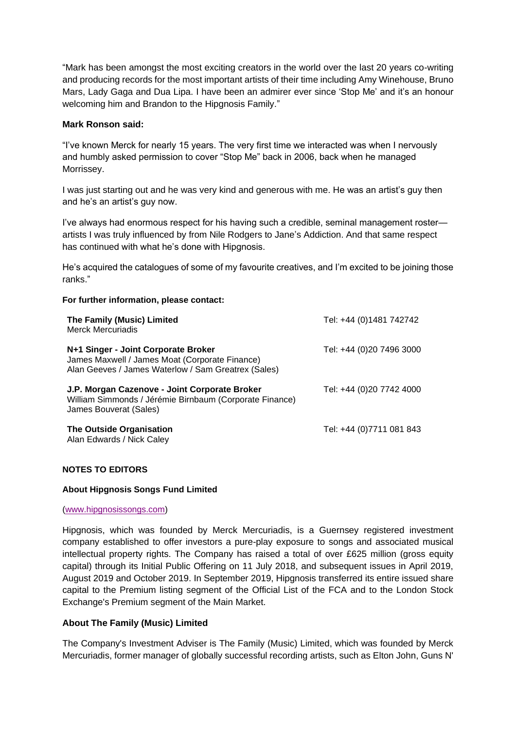"Mark has been amongst the most exciting creators in the world over the last 20 years co-writing and producing records for the most important artists of their time including Amy Winehouse, Bruno Mars, Lady Gaga and Dua Lipa. I have been an admirer ever since 'Stop Me' and it's an honour welcoming him and Brandon to the Hipgnosis Family."

**Mark Ronson said:**

"I've known Merck for nearly 15 years. The very first time we interacted was when I nervously and humbly asked permission to cover "Stop Me" back in 2006, back when he managed Morrissey.

I was just starting out and he was very kind and generous with me. He was an artist's guy then and he's an artist's guy now.

I've always had enormous respect for his having such a credible, seminal management roster—artists I was truly influenced by from Nile Rodgers to Jane's Addiction. And that same respect has continued with what he's done with Hipgnosis.

He's acquired the catalogues of some of my favourite creatives, and I'm excited to be joining those ranks."

**For further information, please contact:**

| | |
|---|---|
| **The Family (Music) Limited**<br>Merck Mercuriadis | Tel: +44 (0)1481 742742 |
| **N+1 Singer - Joint Corporate Broker**<br>James Maxwell / James Moat (Corporate Finance)<br>Alan Geeves / James Waterlow / Sam Greatrex (Sales) | Tel: +44 (0)20 7496 3000 |
| **J.P. Morgan Cazenove - Joint Corporate Broker**<br>William Simmonds / Jérémie Birnbaum (Corporate Finance)<br>James Bouverat (Sales) | Tel: +44 (0)20 7742 4000 |
| **The Outside Organisation**<br>Alan Edwards / Nick Caley | Tel: +44 (0)7711 081 843 |

**NOTES TO EDITORS**

**About Hipgnosis Songs Fund Limited**

(www.hipgnosissongs.com)

Hipgnosis, which was founded by Merck Mercuriadis, is a Guernsey registered investment company established to offer investors a pure-play exposure to songs and associated musical intellectual property rights. The Company has raised a total of over £625 million (gross equity capital) through its Initial Public Offering on 11 July 2018, and subsequent issues in April 2019, August 2019 and October 2019. In September 2019, Hipgnosis transferred its entire issued share capital to the Premium listing segment of the Official List of the FCA and to the London Stock Exchange's Premium segment of the Main Market.

**About The Family (Music) Limited**

The Company's Investment Adviser is The Family (Music) Limited, which was founded by Merck Mercuriadis, former manager of globally successful recording artists, such as Elton John, Guns N'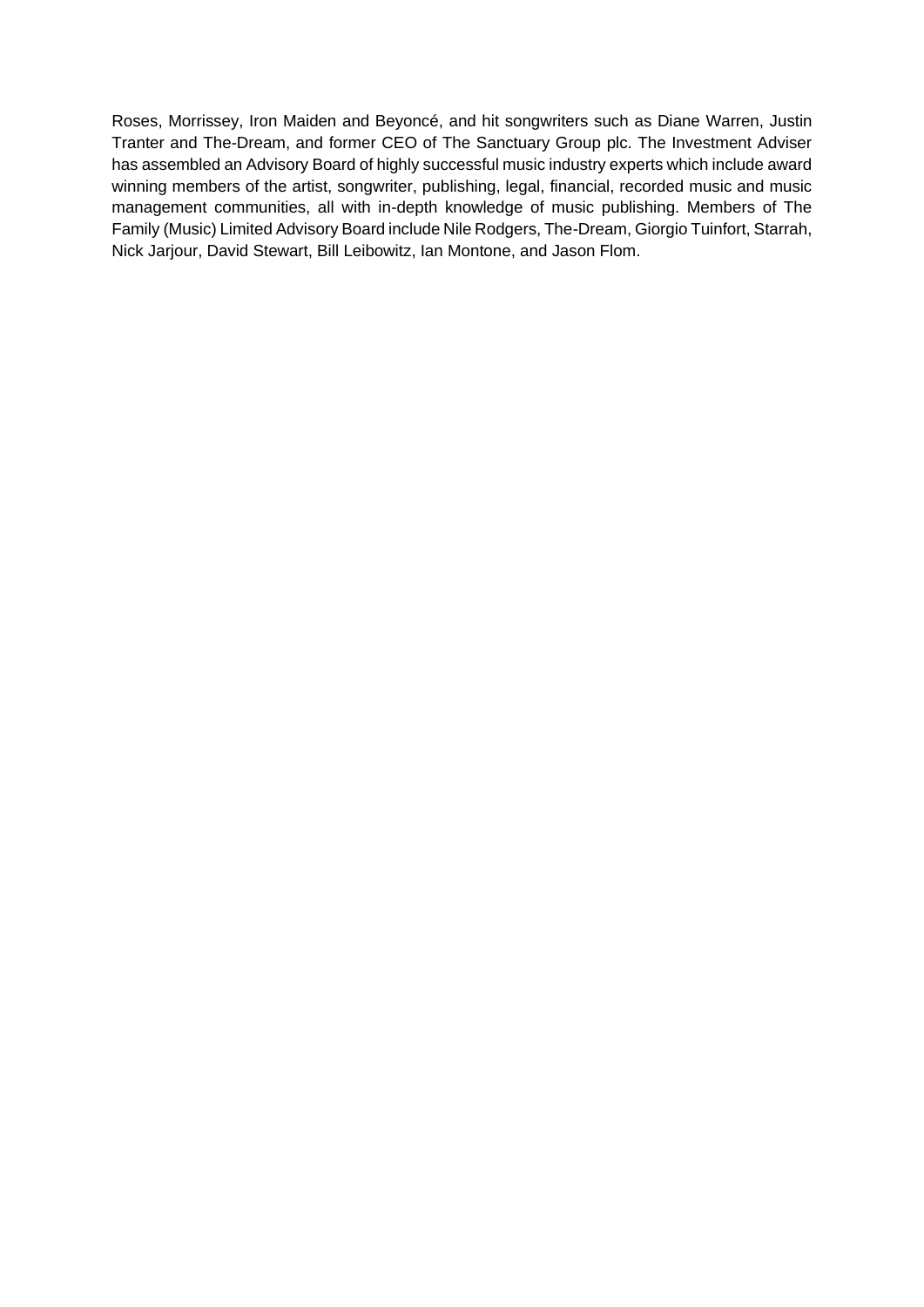Roses, Morrissey, Iron Maiden and Beyoncé, and hit songwriters such as Diane Warren, Justin Tranter and The-Dream, and former CEO of The Sanctuary Group plc. The Investment Adviser has assembled an Advisory Board of highly successful music industry experts which include award winning members of the artist, songwriter, publishing, legal, financial, recorded music and music management communities, all with in-depth knowledge of music publishing. Members of The Family (Music) Limited Advisory Board include Nile Rodgers, The-Dream, Giorgio Tuinfort, Starrah, Nick Jarjour, David Stewart, Bill Leibowitz, Ian Montone, and Jason Flom.